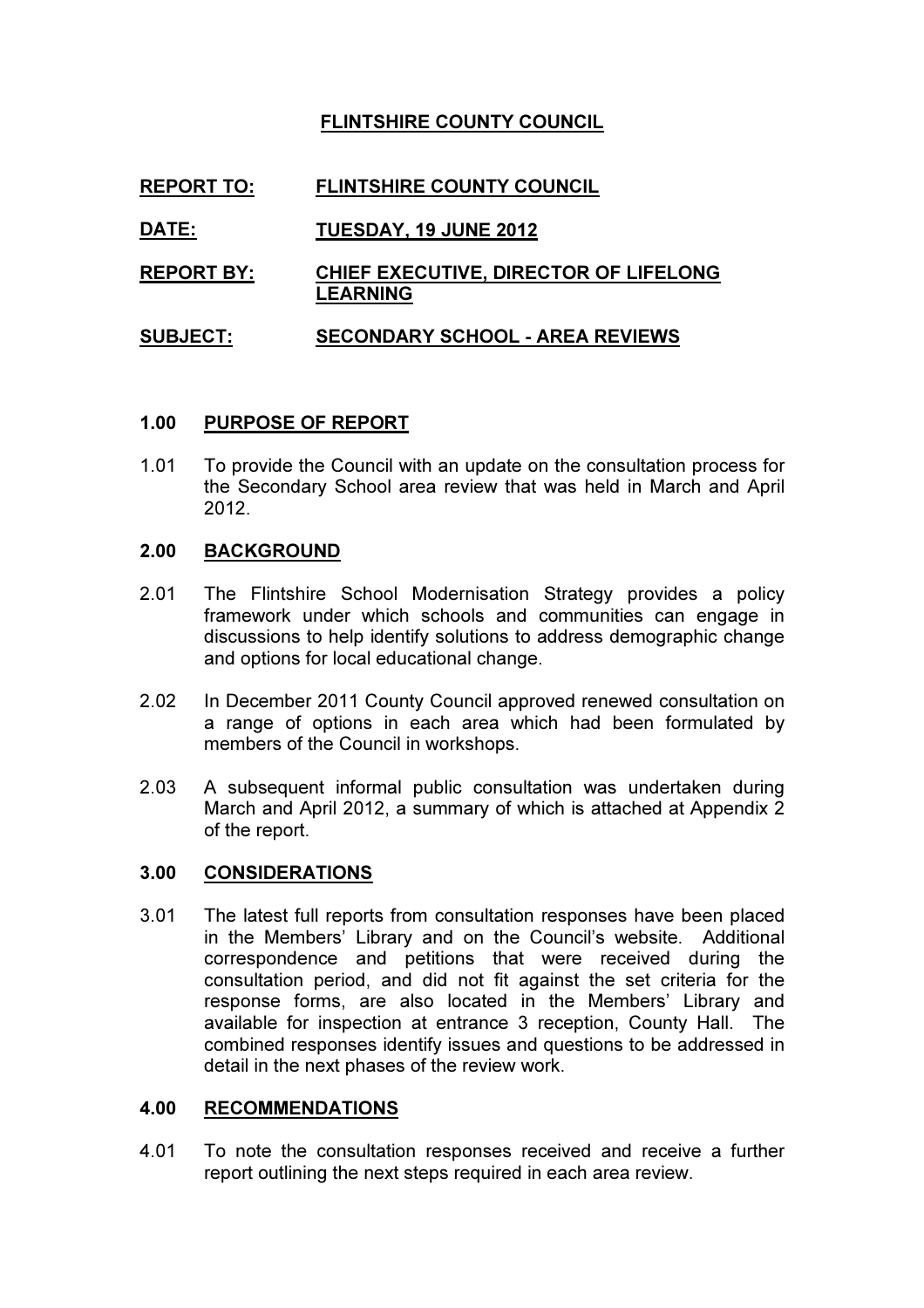# FLINTSHIRE COUNTY COUNTIL

**REPORT TO:** FLINTSHIRE COUNTY COUNCIL

**DATE:** TUESDAY, 19 JUNE 2012

**REPORT BY:** CHIEF EXECUTIVE, DIRECTOR OF LIFELONG LEARNING

**SUBJECT:** SECONDARY SCHOOL - AREA REVIEWS

## 1.00 PURPOSE OF REPORT

1.01 To provide the Council with an update on the consultation process for the Secondary School area review that was held in March and April 2012.

## 2.00 BACKGROUND

2.01 The Flintshire School Modernisation Strategy provides a policy framework under which schools and communities can engage in discussions to help identify solutions to address demographic change and options for local educational change.

2.02 In December 2011 County Council approved renewed consultation on a range of options in each area which had been formulated by members of the Council in workshops.

2.03 A subsequent informal public consultation was undertaken during March and April 2012, a summary of which is attached at Appendix 2 of the report.

## 3.00 CONSIDERATIONS

3.01 The latest full reports from consultation responses have been placed in the Members' Library and on the Council's website. Additional correspondence and petitions that were received during the consultation period, and did not fit against the set criteria for the response forms, are also located in the Members' Library and available for inspection at entrance 3 reception, County Hall. The combined responses identify issues and questions to be addressed in detail in the next phases of the review work.

## 4.00 RECOMMENDATIONS

4.01 To note the consultation responses received and receive a further report outlining the next steps required in each area review.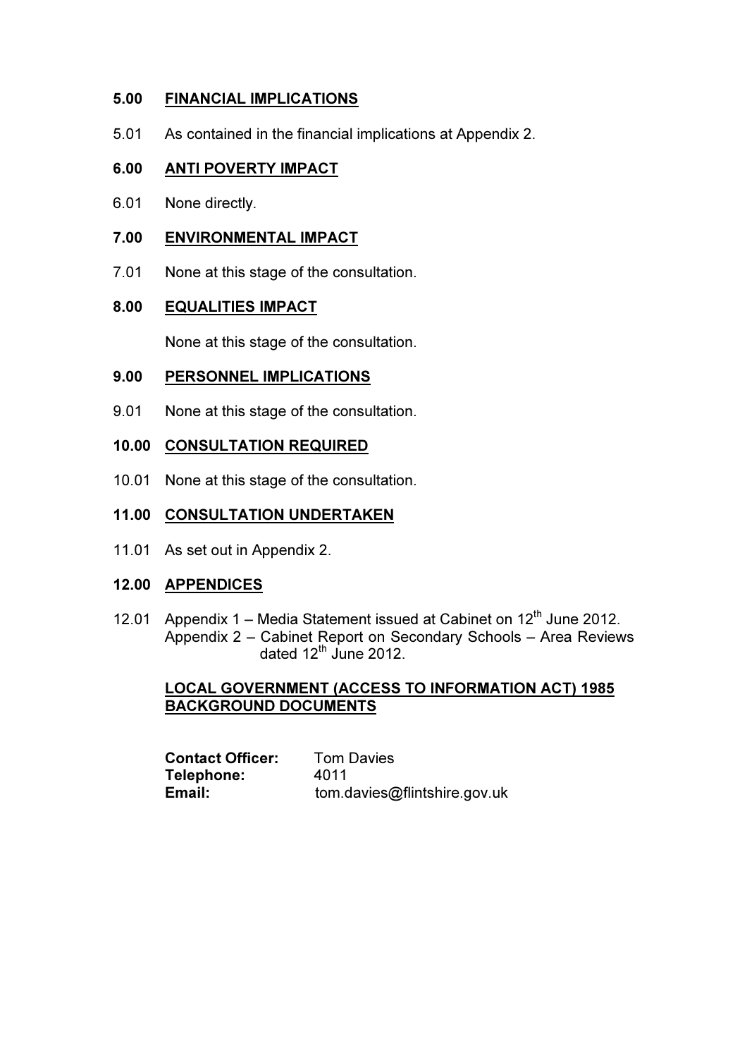## 5.00 FINANCIAL IMPLICATIONS

5.01 As contained in the financial implications at Appendix 2.

## 6.00 ANTI POVERTY IMPACT

6.01 None directly.

## 7.00 ENVIRONMENTAL IMPACT

7.01 None at this stage of the consultation.

## 8.00 EQUALITIES IMPACT

None at this stage of the consultation.

## 9.00 PERSONNEL IMPLICATIONS

9.01 None at this stage of the consultation.

## 10.00 CONSULTATION REQUIRED

10.01 None at this stage of the consultation.

## 11.00 CONSULTATION UNDERTAKEN

11.01 As set out in Appendix 2.

## 12.00 APPENDICES

12.01 Appendix 1 – Media Statement issued at Cabinet on 12th June 2012.
Appendix 2 – Cabinet Report on Secondary Schools – Area Reviews dated 12th June 2012.

**LOCAL GOVERNMENT (ACCESS TO INFORMATION ACT) 1985 BACKGROUND DOCUMENTS**

**Contact Officer:** Tom Davies
**Telephone:** 4011
**Email:** tom.davies@flintshire.gov.uk